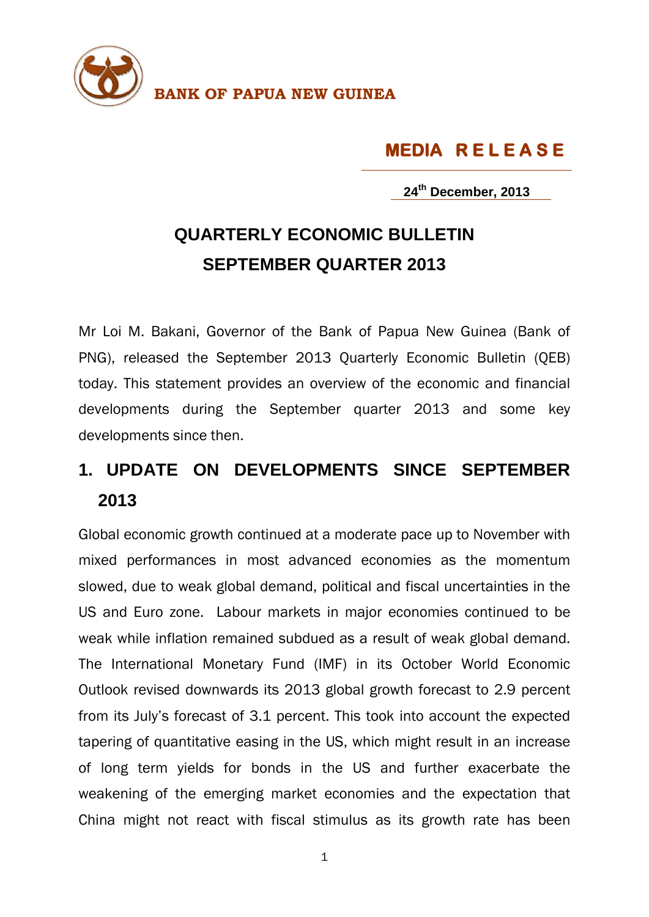**BANK OF PAPUA NEW GUINEA**

**MEDIA RELEASE**

**24th December, 2013**

# QUARTERLY ECONOMIC BULLETIN SEPTEMBER QUARTER 2013

Mr Loi M. Bakani, Governor of the Bank of Papua New Guinea (Bank of PNG), released the September 2013 Quarterly Economic Bulletin (QEB) today. This statement provides an overview of the economic and financial developments during the September quarter 2013 and some key developments since then.

## 1. UPDATE ON DEVELOPMENTS SINCE SEPTEMBER 2013

Global economic growth continued at a moderate pace up to November with mixed performances in most advanced economies as the momentum slowed, due to weak global demand, political and fiscal uncertainties in the US and Euro zone. Labour markets in major economies continued to be weak while inflation remained subdued as a result of weak global demand. The International Monetary Fund (IMF) in its October World Economic Outlook revised downwards its 2013 global growth forecast to 2.9 percent from its July's forecast of 3.1 percent. This took into account the expected tapering of quantitative easing in the US, which might result in an increase of long term yields for bonds in the US and further exacerbate the weakening of the emerging market economies and the expectation that China might not react with fiscal stimulus as its growth rate has been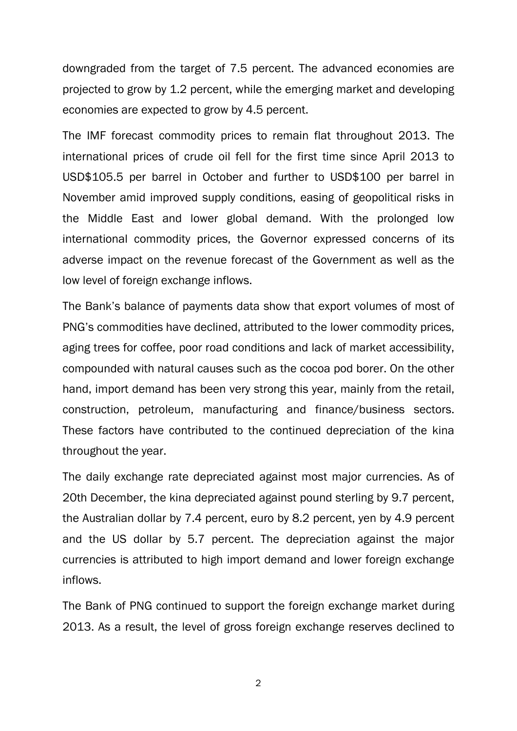downgraded from the target of 7.5 percent. The advanced economies are projected to grow by 1.2 percent, while the emerging market and developing economies are expected to grow by 4.5 percent.

The IMF forecast commodity prices to remain flat throughout 2013. The international prices of crude oil fell for the first time since April 2013 to USD$105.5 per barrel in October and further to USD$100 per barrel in November amid improved supply conditions, easing of geopolitical risks in the Middle East and lower global demand. With the prolonged low international commodity prices, the Governor expressed concerns of its adverse impact on the revenue forecast of the Government as well as the low level of foreign exchange inflows.

The Bank's balance of payments data show that export volumes of most of PNG's commodities have declined, attributed to the lower commodity prices, aging trees for coffee, poor road conditions and lack of market accessibility, compounded with natural causes such as the cocoa pod borer. On the other hand, import demand has been very strong this year, mainly from the retail, construction, petroleum, manufacturing and finance/business sectors. These factors have contributed to the continued depreciation of the kina throughout the year.

The daily exchange rate depreciated against most major currencies. As of 20th December, the kina depreciated against pound sterling by 9.7 percent, the Australian dollar by 7.4 percent, euro by 8.2 percent, yen by 4.9 percent and the US dollar by 5.7 percent. The depreciation against the major currencies is attributed to high import demand and lower foreign exchange inflows.

The Bank of PNG continued to support the foreign exchange market during 2013. As a result, the level of gross foreign exchange reserves declined to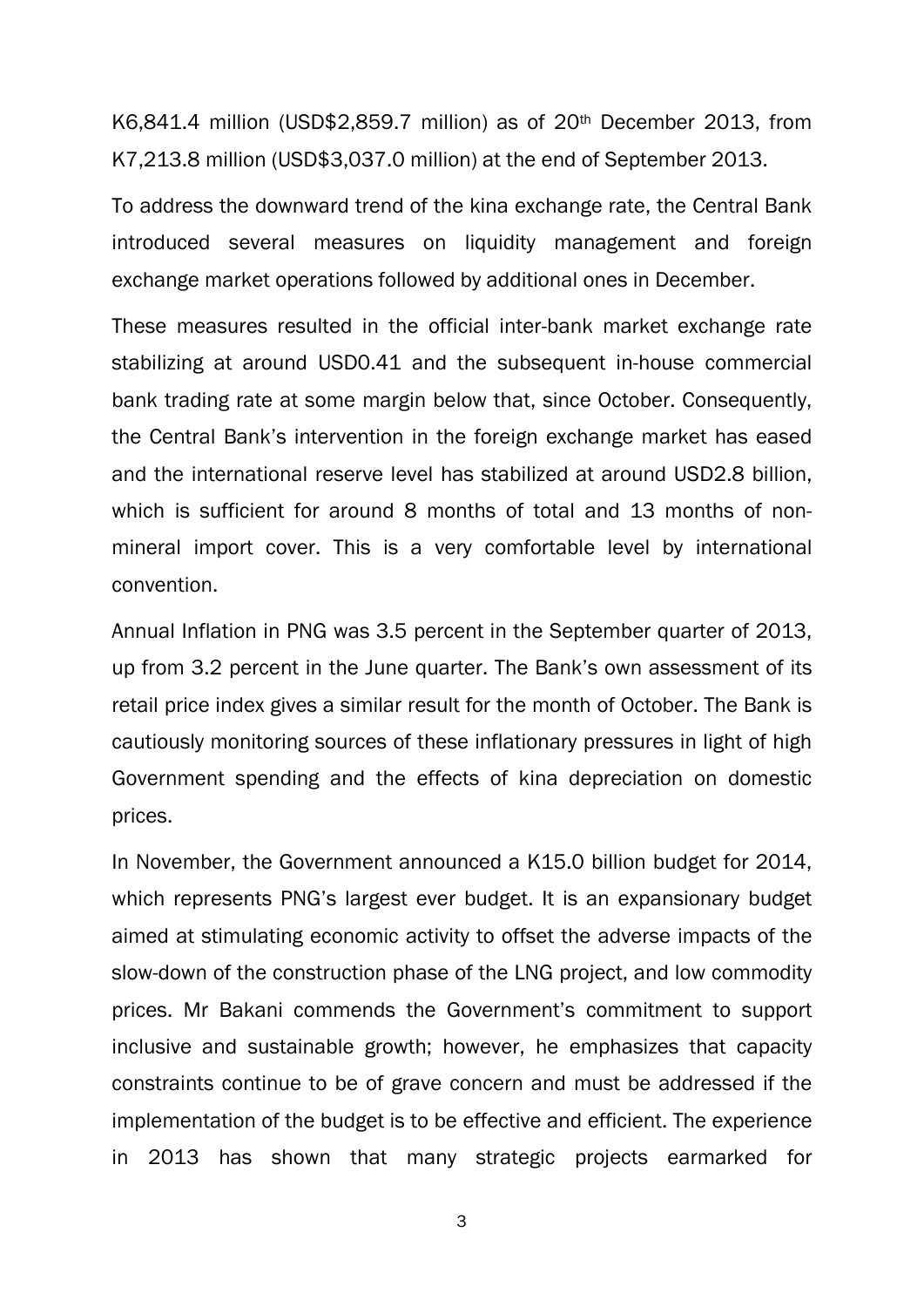K6,841.4 million (USD$2,859.7 million) as of 20th December 2013, from K7,213.8 million (USD$3,037.0 million) at the end of September 2013.

To address the downward trend of the kina exchange rate, the Central Bank introduced several measures on liquidity management and foreign exchange market operations followed by additional ones in December.

These measures resulted in the official inter-bank market exchange rate stabilizing at around USD0.41 and the subsequent in-house commercial bank trading rate at some margin below that, since October. Consequently, the Central Bank's intervention in the foreign exchange market has eased and the international reserve level has stabilized at around USD2.8 billion, which is sufficient for around 8 months of total and 13 months of non-mineral import cover. This is a very comfortable level by international convention.

Annual Inflation in PNG was 3.5 percent in the September quarter of 2013, up from 3.2 percent in the June quarter. The Bank's own assessment of its retail price index gives a similar result for the month of October. The Bank is cautiously monitoring sources of these inflationary pressures in light of high Government spending and the effects of kina depreciation on domestic prices.

In November, the Government announced a K15.0 billion budget for 2014, which represents PNG's largest ever budget. It is an expansionary budget aimed at stimulating economic activity to offset the adverse impacts of the slow-down of the construction phase of the LNG project, and low commodity prices. Mr Bakani commends the Government's commitment to support inclusive and sustainable growth; however, he emphasizes that capacity constraints continue to be of grave concern and must be addressed if the implementation of the budget is to be effective and efficient. The experience in 2013 has shown that many strategic projects earmarked for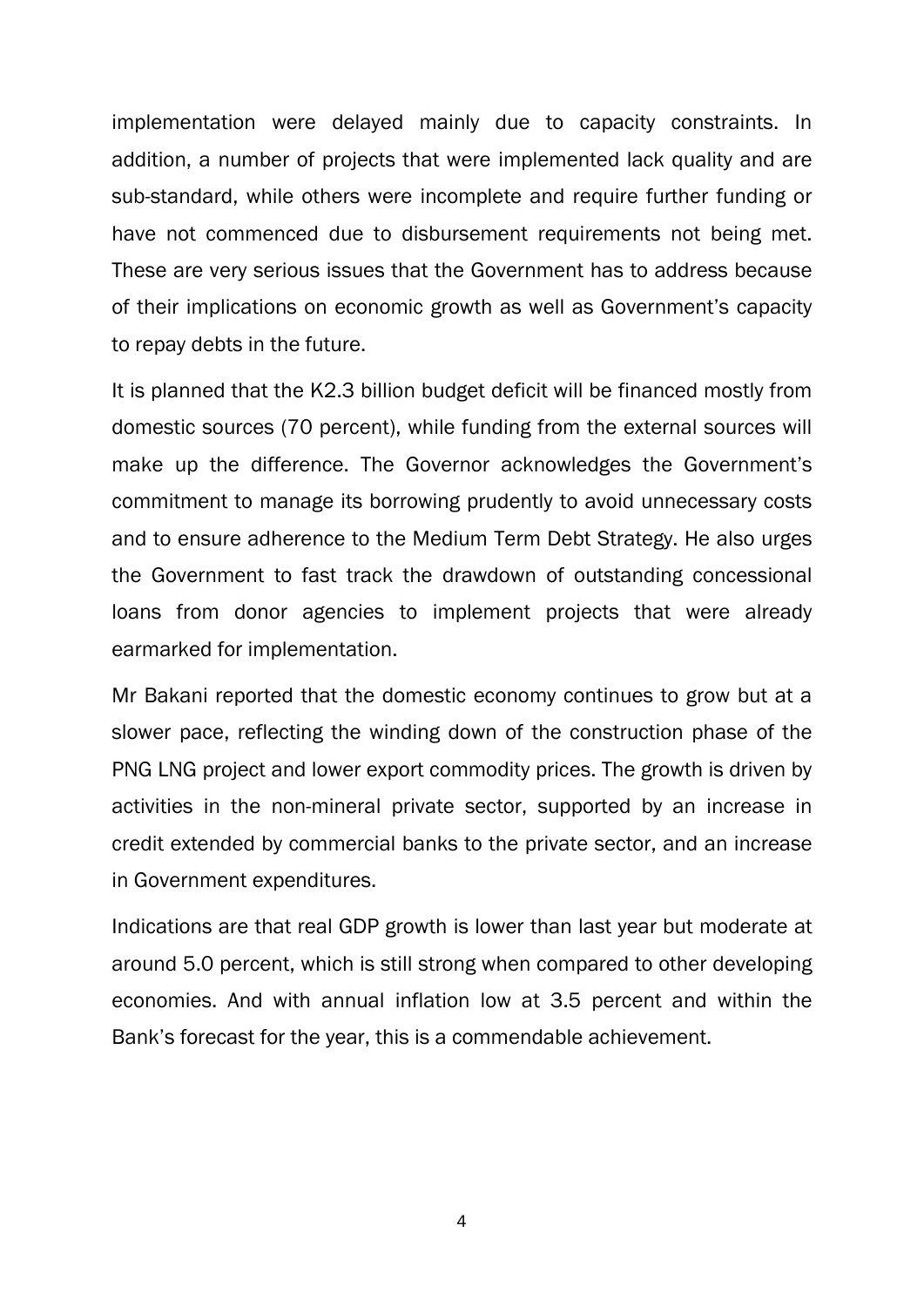implementation were delayed mainly due to capacity constraints. In addition, a number of projects that were implemented lack quality and are sub-standard, while others were incomplete and require further funding or have not commenced due to disbursement requirements not being met. These are very serious issues that the Government has to address because of their implications on economic growth as well as Government's capacity to repay debts in the future.

It is planned that the K2.3 billion budget deficit will be financed mostly from domestic sources (70 percent), while funding from the external sources will make up the difference. The Governor acknowledges the Government's commitment to manage its borrowing prudently to avoid unnecessary costs and to ensure adherence to the Medium Term Debt Strategy. He also urges the Government to fast track the drawdown of outstanding concessional loans from donor agencies to implement projects that were already earmarked for implementation.

Mr Bakani reported that the domestic economy continues to grow but at a slower pace, reflecting the winding down of the construction phase of the PNG LNG project and lower export commodity prices. The growth is driven by activities in the non-mineral private sector, supported by an increase in credit extended by commercial banks to the private sector, and an increase in Government expenditures.

Indications are that real GDP growth is lower than last year but moderate at around 5.0 percent, which is still strong when compared to other developing economies. And with annual inflation low at 3.5 percent and within the Bank's forecast for the year, this is a commendable achievement.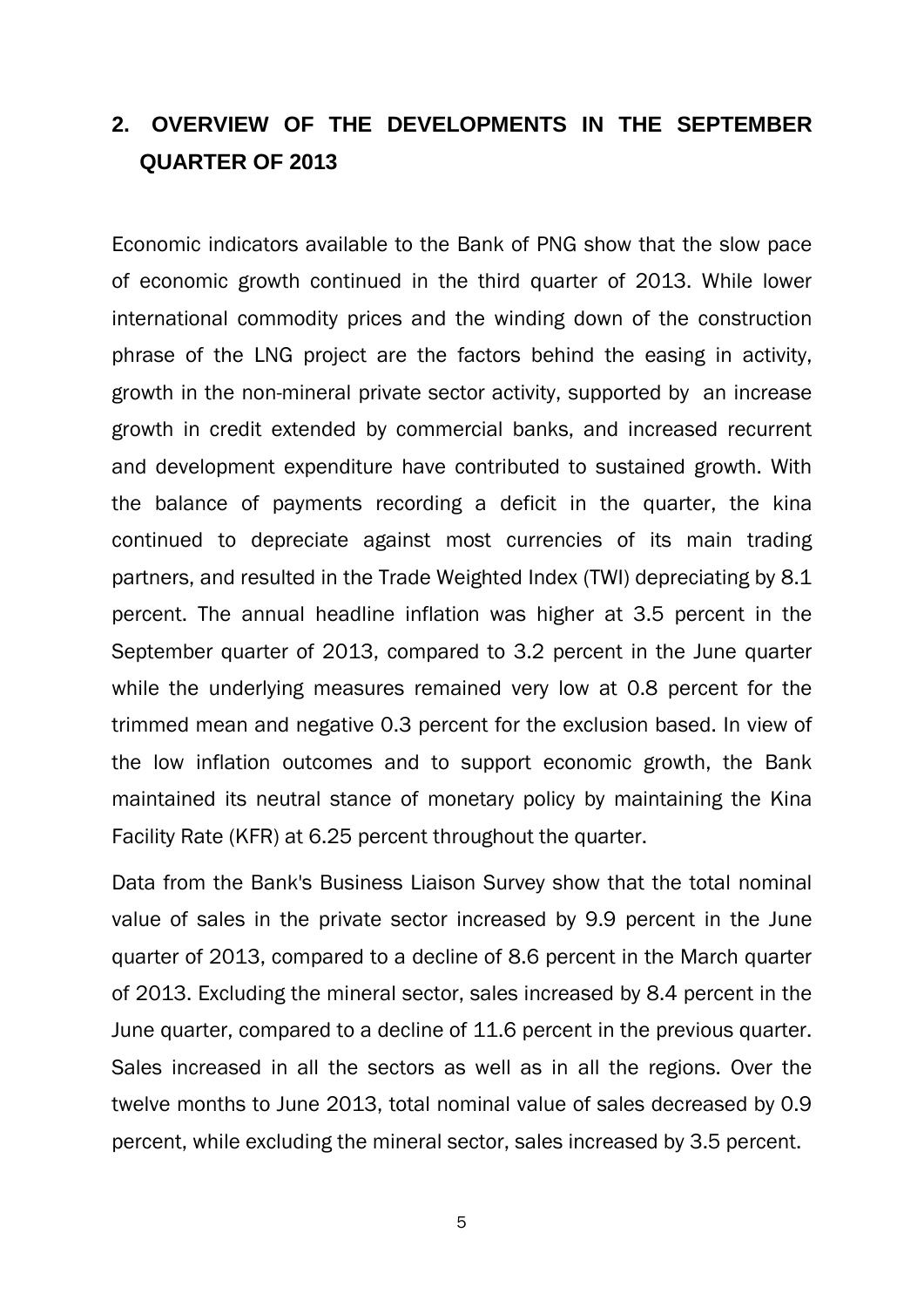## 2. OVERVIEW OF THE DEVELOPMENTS IN THE SEPTEMBER QUARTER OF 2013

Economic indicators available to the Bank of PNG show that the slow pace of economic growth continued in the third quarter of 2013. While lower international commodity prices and the winding down of the construction phrase of the LNG project are the factors behind the easing in activity, growth in the non-mineral private sector activity, supported by an increase growth in credit extended by commercial banks, and increased recurrent and development expenditure have contributed to sustained growth. With the balance of payments recording a deficit in the quarter, the kina continued to depreciate against most currencies of its main trading partners, and resulted in the Trade Weighted Index (TWI) depreciating by 8.1 percent. The annual headline inflation was higher at 3.5 percent in the September quarter of 2013, compared to 3.2 percent in the June quarter while the underlying measures remained very low at 0.8 percent for the trimmed mean and negative 0.3 percent for the exclusion based. In view of the low inflation outcomes and to support economic growth, the Bank maintained its neutral stance of monetary policy by maintaining the Kina Facility Rate (KFR) at 6.25 percent throughout the quarter.

Data from the Bank's Business Liaison Survey show that the total nominal value of sales in the private sector increased by 9.9 percent in the June quarter of 2013, compared to a decline of 8.6 percent in the March quarter of 2013. Excluding the mineral sector, sales increased by 8.4 percent in the June quarter, compared to a decline of 11.6 percent in the previous quarter. Sales increased in all the sectors as well as in all the regions. Over the twelve months to June 2013, total nominal value of sales decreased by 0.9 percent, while excluding the mineral sector, sales increased by 3.5 percent.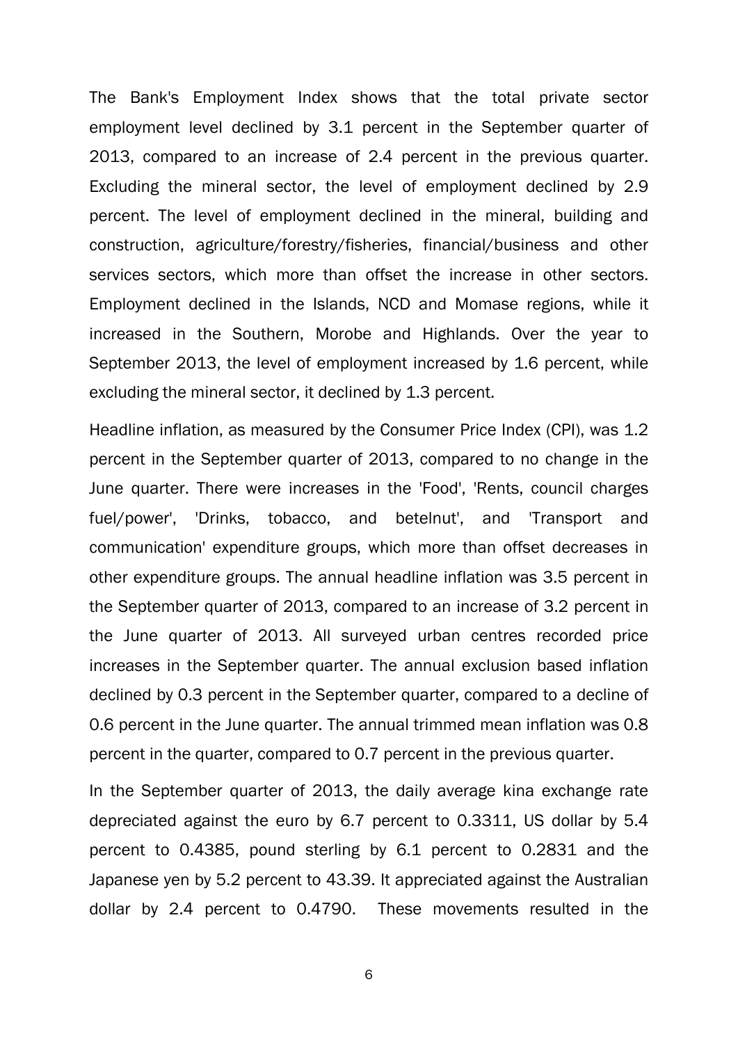The Bank's Employment Index shows that the total private sector employment level declined by 3.1 percent in the September quarter of 2013, compared to an increase of 2.4 percent in the previous quarter. Excluding the mineral sector, the level of employment declined by 2.9 percent. The level of employment declined in the mineral, building and construction, agriculture/forestry/fisheries, financial/business and other services sectors, which more than offset the increase in other sectors. Employment declined in the Islands, NCD and Momase regions, while it increased in the Southern, Morobe and Highlands. Over the year to September 2013, the level of employment increased by 1.6 percent, while excluding the mineral sector, it declined by 1.3 percent.

Headline inflation, as measured by the Consumer Price Index (CPI), was 1.2 percent in the September quarter of 2013, compared to no change in the June quarter. There were increases in the 'Food', 'Rents, council charges fuel/power', 'Drinks, tobacco, and betelnut', and 'Transport and communication' expenditure groups, which more than offset decreases in other expenditure groups. The annual headline inflation was 3.5 percent in the September quarter of 2013, compared to an increase of 3.2 percent in the June quarter of 2013. All surveyed urban centres recorded price increases in the September quarter. The annual exclusion based inflation declined by 0.3 percent in the September quarter, compared to a decline of 0.6 percent in the June quarter. The annual trimmed mean inflation was 0.8 percent in the quarter, compared to 0.7 percent in the previous quarter.

In the September quarter of 2013, the daily average kina exchange rate depreciated against the euro by 6.7 percent to 0.3311, US dollar by 5.4 percent to 0.4385, pound sterling by 6.1 percent to 0.2831 and the Japanese yen by 5.2 percent to 43.39. It appreciated against the Australian dollar by 2.4 percent to 0.4790. These movements resulted in the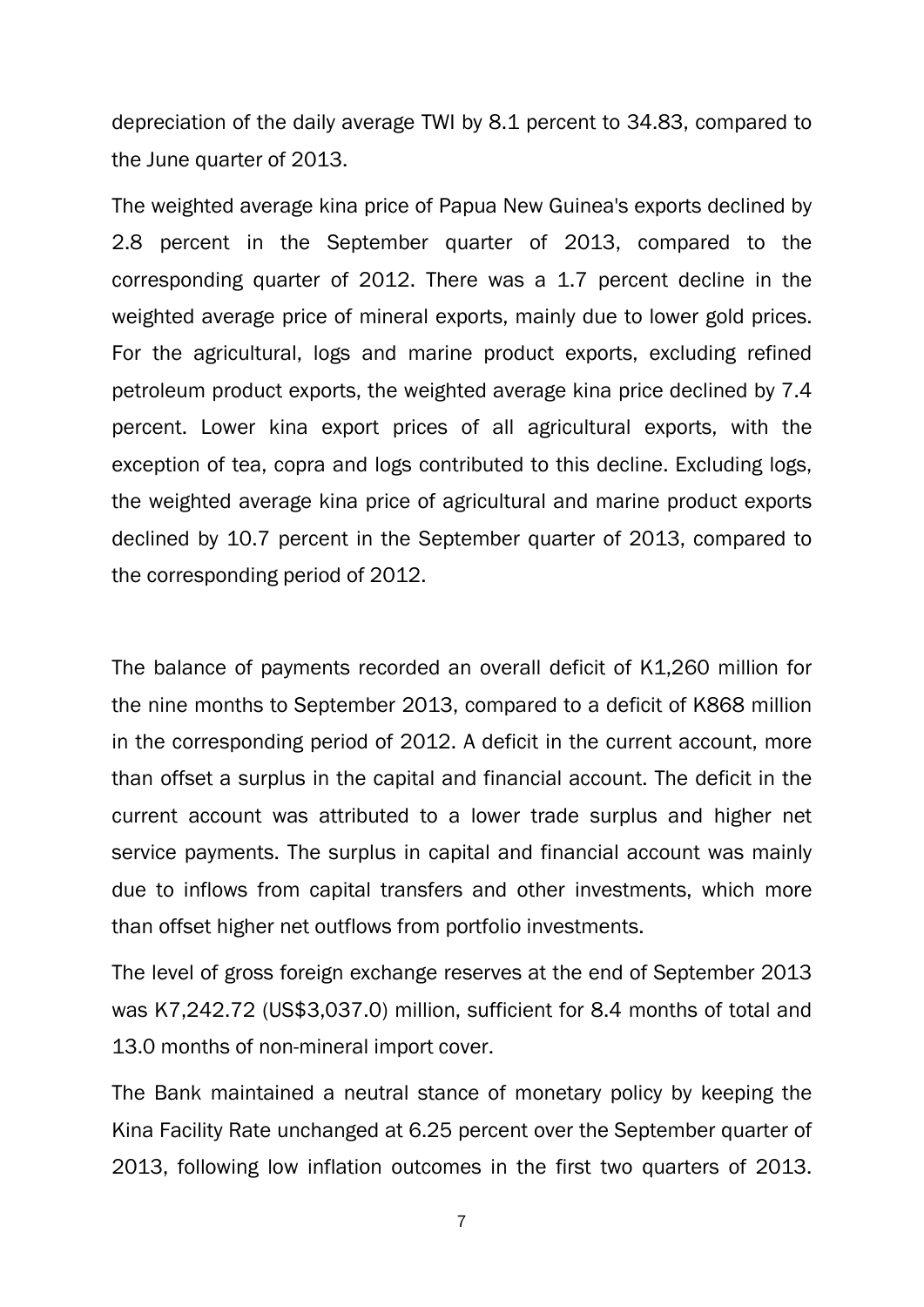depreciation of the daily average TWI by 8.1 percent to 34.83, compared to the June quarter of 2013.

The weighted average kina price of Papua New Guinea's exports declined by 2.8 percent in the September quarter of 2013, compared to the corresponding quarter of 2012. There was a 1.7 percent decline in the weighted average price of mineral exports, mainly due to lower gold prices. For the agricultural, logs and marine product exports, excluding refined petroleum product exports, the weighted average kina price declined by 7.4 percent. Lower kina export prices of all agricultural exports, with the exception of tea, copra and logs contributed to this decline. Excluding logs, the weighted average kina price of agricultural and marine product exports declined by 10.7 percent in the September quarter of 2013, compared to the corresponding period of 2012.

The balance of payments recorded an overall deficit of K1,260 million for the nine months to September 2013, compared to a deficit of K868 million in the corresponding period of 2012. A deficit in the current account, more than offset a surplus in the capital and financial account. The deficit in the current account was attributed to a lower trade surplus and higher net service payments. The surplus in capital and financial account was mainly due to inflows from capital transfers and other investments, which more than offset higher net outflows from portfolio investments.

The level of gross foreign exchange reserves at the end of September 2013 was K7,242.72 (US$3,037.0) million, sufficient for 8.4 months of total and 13.0 months of non-mineral import cover.

The Bank maintained a neutral stance of monetary policy by keeping the Kina Facility Rate unchanged at 6.25 percent over the September quarter of 2013, following low inflation outcomes in the first two quarters of 2013.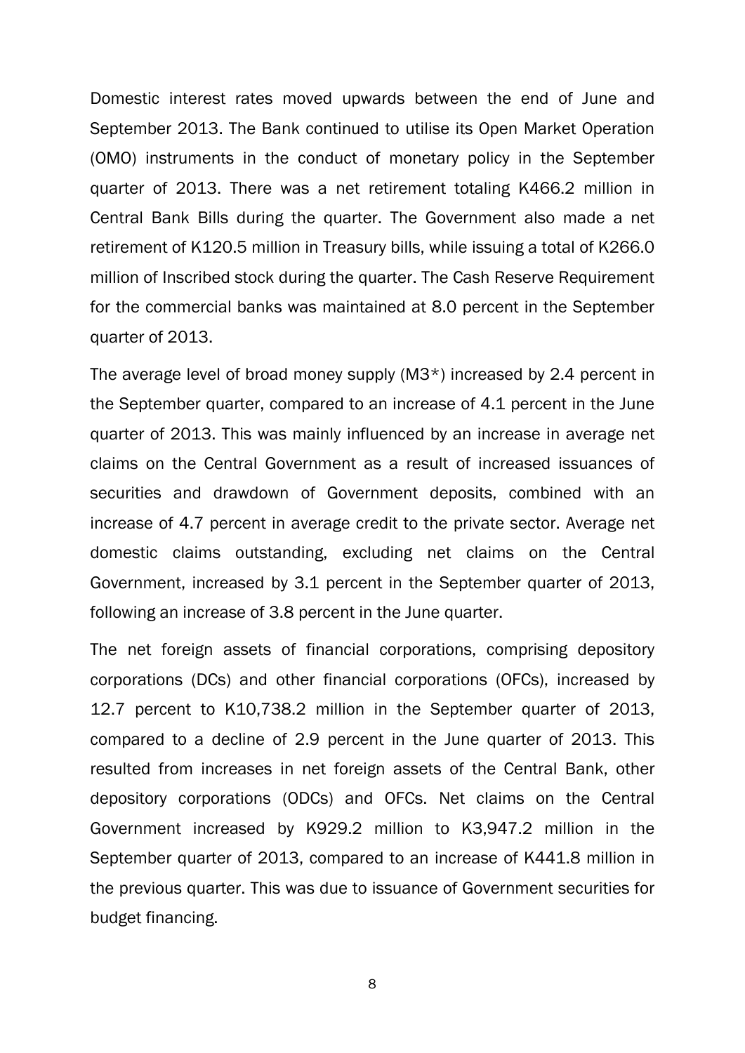Domestic interest rates moved upwards between the end of June and September 2013. The Bank continued to utilise its Open Market Operation (OMO) instruments in the conduct of monetary policy in the September quarter of 2013. There was a net retirement totaling K466.2 million in Central Bank Bills during the quarter. The Government also made a net retirement of K120.5 million in Treasury bills, while issuing a total of K266.0 million of Inscribed stock during the quarter. The Cash Reserve Requirement for the commercial banks was maintained at 8.0 percent in the September quarter of 2013.

The average level of broad money supply (M3*) increased by 2.4 percent in the September quarter, compared to an increase of 4.1 percent in the June quarter of 2013. This was mainly influenced by an increase in average net claims on the Central Government as a result of increased issuances of securities and drawdown of Government deposits, combined with an increase of 4.7 percent in average credit to the private sector. Average net domestic claims outstanding, excluding net claims on the Central Government, increased by 3.1 percent in the September quarter of 2013, following an increase of 3.8 percent in the June quarter.

The net foreign assets of financial corporations, comprising depository corporations (DCs) and other financial corporations (OFCs), increased by 12.7 percent to K10,738.2 million in the September quarter of 2013, compared to a decline of 2.9 percent in the June quarter of 2013. This resulted from increases in net foreign assets of the Central Bank, other depository corporations (ODCs) and OFCs. Net claims on the Central Government increased by K929.2 million to K3,947.2 million in the September quarter of 2013, compared to an increase of K441.8 million in the previous quarter. This was due to issuance of Government securities for budget financing.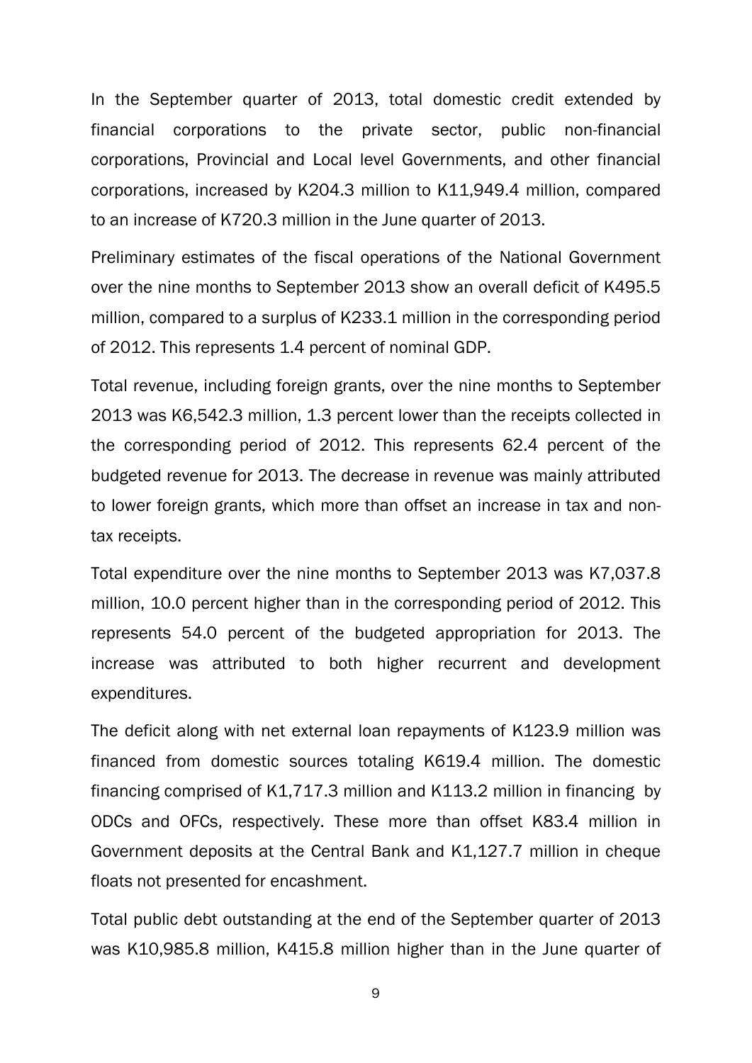In the September quarter of 2013, total domestic credit extended by financial corporations to the private sector, public non-financial corporations, Provincial and Local level Governments, and other financial corporations, increased by K204.3 million to K11,949.4 million, compared to an increase of K720.3 million in the June quarter of 2013.

Preliminary estimates of the fiscal operations of the National Government over the nine months to September 2013 show an overall deficit of K495.5 million, compared to a surplus of K233.1 million in the corresponding period of 2012. This represents 1.4 percent of nominal GDP.

Total revenue, including foreign grants, over the nine months to September 2013 was K6,542.3 million, 1.3 percent lower than the receipts collected in the corresponding period of 2012. This represents 62.4 percent of the budgeted revenue for 2013. The decrease in revenue was mainly attributed to lower foreign grants, which more than offset an increase in tax and non-tax receipts.

Total expenditure over the nine months to September 2013 was K7,037.8 million, 10.0 percent higher than in the corresponding period of 2012. This represents 54.0 percent of the budgeted appropriation for 2013. The increase was attributed to both higher recurrent and development expenditures.

The deficit along with net external loan repayments of K123.9 million was financed from domestic sources totaling K619.4 million. The domestic financing comprised of K1,717.3 million and K113.2 million in financing by ODCs and OFCs, respectively. These more than offset K83.4 million in Government deposits at the Central Bank and K1,127.7 million in cheque floats not presented for encashment.

Total public debt outstanding at the end of the September quarter of 2013 was K10,985.8 million, K415.8 million higher than in the June quarter of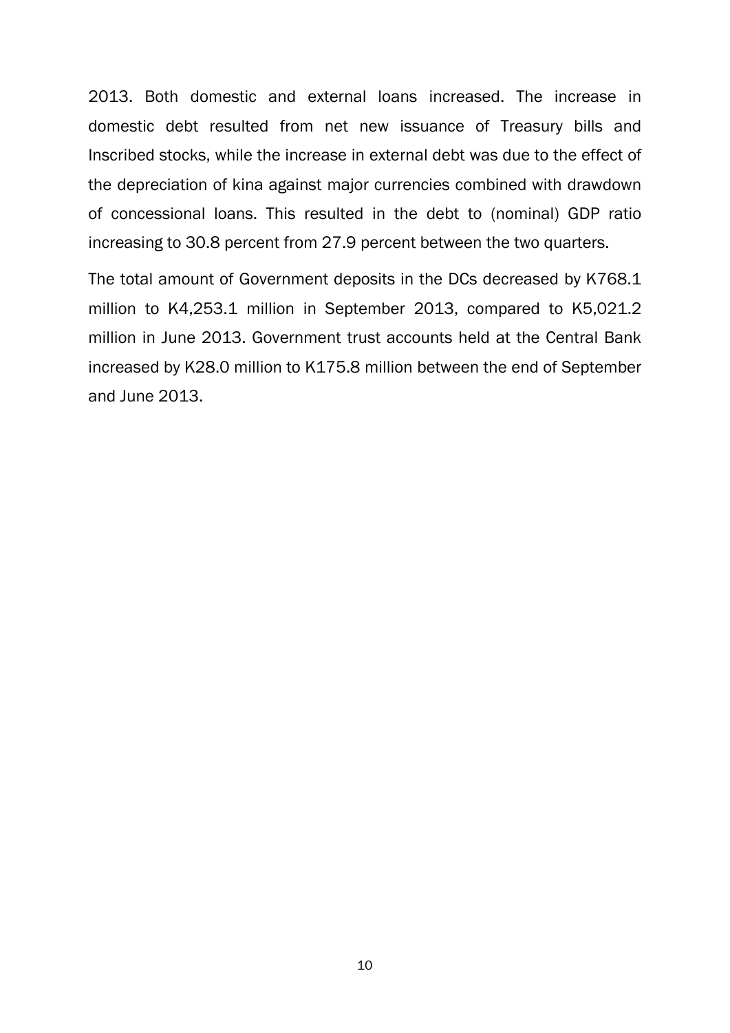2013. Both domestic and external loans increased. The increase in domestic debt resulted from net new issuance of Treasury bills and Inscribed stocks, while the increase in external debt was due to the effect of the depreciation of kina against major currencies combined with drawdown of concessional loans. This resulted in the debt to (nominal) GDP ratio increasing to 30.8 percent from 27.9 percent between the two quarters.

The total amount of Government deposits in the DCs decreased by K768.1 million to K4,253.1 million in September 2013, compared to K5,021.2 million in June 2013. Government trust accounts held at the Central Bank increased by K28.0 million to K175.8 million between the end of September and June 2013.